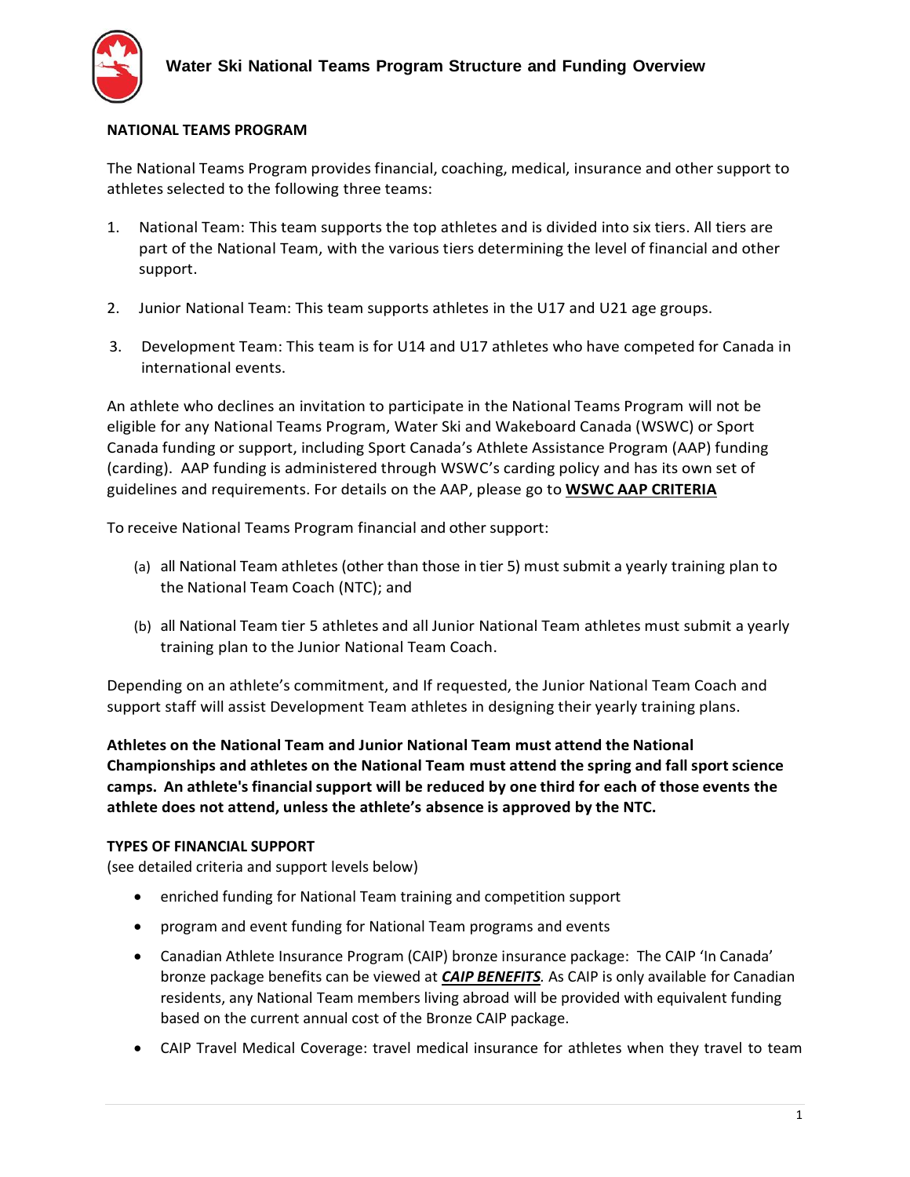# Water Ski National Teams Program Structure and Funding Overview

## NATIONAL TEAMS PROGRAM

The National Teams Program provides financial, coaching, medical, insurance and other support to athletes selected to the following three teams:

1. National Team: This team supports the top athletes and is divided into six tiers. All tiers are part of the National Team, with the various tiers determining the level of financial and other support.

2. Junior National Team: This team supports athletes in the U17 and U21 age groups.

3. Development Team: This team is for U14 and U17 athletes who have competed for Canada in international events.

An athlete who declines an invitation to participate in the National Teams Program will not be eligible for any National Teams Program, Water Ski and Wakeboard Canada (WSWC) or Sport Canada funding or support, including Sport Canada's Athlete Assistance Program (AAP) funding (carding). AAP funding is administered through WSWC's carding policy and has its own set of guidelines and requirements. For details on the AAP, please go to **WSWC AAP CRITERIA**

To receive National Teams Program financial and other support:

(a) all National Team athletes (other than those in tier 5) must submit a yearly training plan to the National Team Coach (NTC); and

(b) all National Team tier 5 athletes and all Junior National Team athletes must submit a yearly training plan to the Junior National Team Coach.

Depending on an athlete's commitment, and If requested, the Junior National Team Coach and support staff will assist Development Team athletes in designing their yearly training plans.

**Athletes on the National Team and Junior National Team must attend the National Championships and athletes on the National Team must attend the spring and fall sport science camps. An athlete's financial support will be reduced by one third for each of those events the athlete does not attend, unless the athlete's absence is approved by the NTC.**

## TYPES OF FINANCIAL SUPPORT

(see detailed criteria and support levels below)

- enriched funding for National Team training and competition support
- program and event funding for National Team programs and events
- Canadian Athlete Insurance Program (CAIP) bronze insurance package: The CAIP 'In Canada' bronze package benefits can be viewed at ***CAIP BENEFITS***. As CAIP is only available for Canadian residents, any National Team members living abroad will be provided with equivalent funding based on the current annual cost of the Bronze CAIP package.
- CAIP Travel Medical Coverage: travel medical insurance for athletes when they travel to team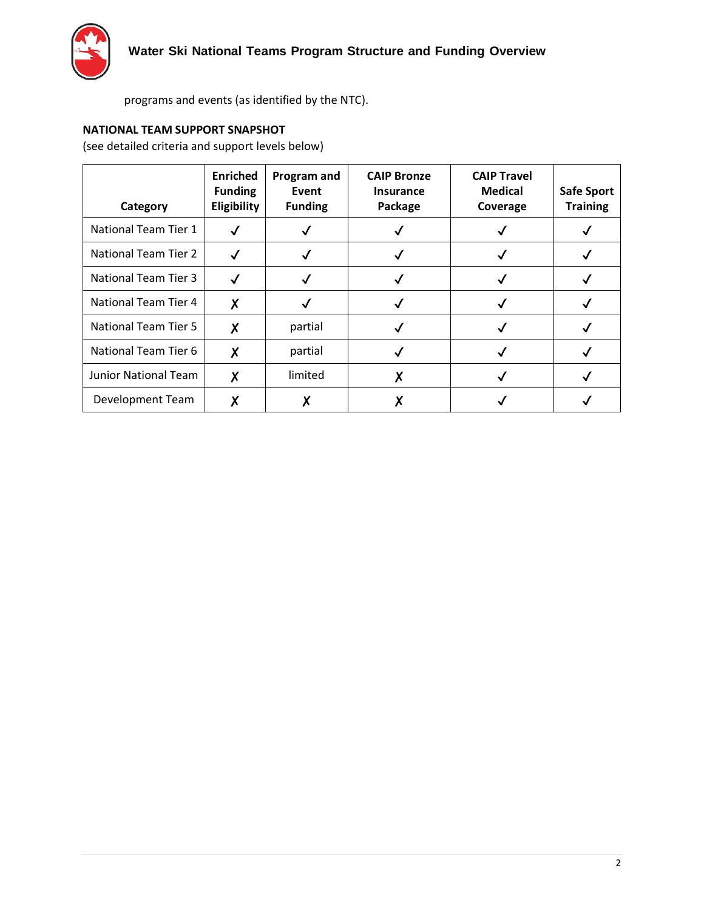programs and events (as identified by the NTC).

**NATIONAL TEAM SUPPORT SNAPSHOT**

(see detailed criteria and support levels below)

| Category | Enriched Funding Eligibility | Program and Event Funding | CAIP Bronze Insurance Package | CAIP Travel Medical Coverage | Safe Sport Training |
|---|---|---|---|---|---|
| National Team Tier 1 | ✓ | ✓ | ✓ | ✓ | ✓ |
| National Team Tier 2 | ✓ | ✓ | ✓ | ✓ | ✓ |
| National Team Tier 3 | ✓ | ✓ | ✓ | ✓ | ✓ |
| National Team Tier 4 | ✗ | ✓ | ✓ | ✓ | ✓ |
| National Team Tier 5 | ✗ | partial | ✓ | ✓ | ✓ |
| National Team Tier 6 | ✗ | partial | ✓ | ✓ | ✓ |
| Junior National Team | ✗ | limited | ✗ | ✓ | ✓ |
| Development Team | ✗ | ✗ | ✗ | ✓ | ✓ |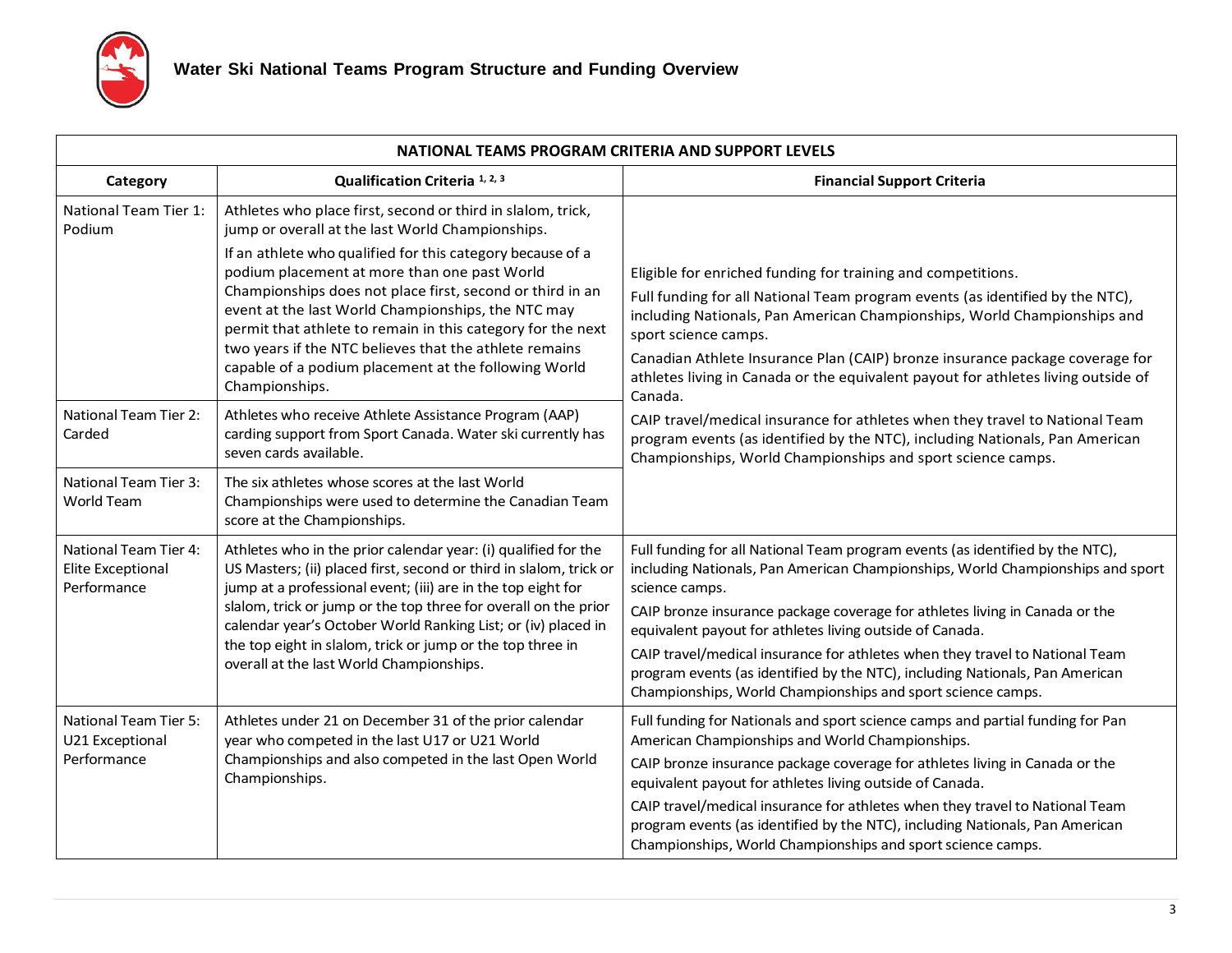# Water Ski National Teams Program Structure and Funding Overview

| NATIONAL TEAMS PROGRAM CRITERIA AND SUPPORT LEVELS | | |
|---|---|---|
| **Category** | **Qualification Criteria [1, 2, 3]** | **Financial Support Criteria** |
| National Team Tier 1: Podium | Athletes who place first, second or third in slalom, trick, jump or overall at the last World Championships.<br><br>If an athlete who qualified for this category because of a podium placement at more than one past World Championships does not place first, second or third in an event at the last World Championships, the NTC may permit that athlete to remain in this category for the next two years if the NTC believes that the athlete remains capable of a podium placement at the following World Championships. | Eligible for enriched funding for training and competitions.<br><br>Full funding for all National Team program events (as identified by the NTC), including Nationals, Pan American Championships, World Championships and sport science camps.<br><br>Canadian Athlete Insurance Plan (CAIP) bronze insurance package coverage for athletes living in Canada or the equivalent payout for athletes living outside of Canada.<br><br>CAIP travel/medical insurance for athletes when they travel to National Team program events (as identified by the NTC), including Nationals, Pan American Championships, World Championships and sport science camps. |
| National Team Tier 2: Carded | Athletes who receive Athlete Assistance Program (AAP) carding support from Sport Canada. Water ski currently has seven cards available. | |
| National Team Tier 3: World Team | The six athletes whose scores at the last World Championships were used to determine the Canadian Team score at the Championships. | |
| National Team Tier 4: Elite Exceptional Performance | Athletes who in the prior calendar year: (i) qualified for the US Masters; (ii) placed first, second or third in slalom, trick or jump at a professional event; (iii) are in the top eight for slalom, trick or jump or the top three for overall on the prior calendar year's October World Ranking List; or (iv) placed in the top eight in slalom, trick or jump or the top three in overall at the last World Championships. | Full funding for all National Team program events (as identified by the NTC), including Nationals, Pan American Championships, World Championships and sport science camps.<br><br>CAIP bronze insurance package coverage for athletes living in Canada or the equivalent payout for athletes living outside of Canada.<br><br>CAIP travel/medical insurance for athletes when they travel to National Team program events (as identified by the NTC), including Nationals, Pan American Championships, World Championships and sport science camps. |
| National Team Tier 5: U21 Exceptional Performance | Athletes under 21 on December 31 of the prior calendar year who competed in the last U17 or U21 World Championships and also competed in the last Open World Championships. | Full funding for Nationals and sport science camps and partial funding for Pan American Championships and World Championships.<br><br>CAIP bronze insurance package coverage for athletes living in Canada or the equivalent payout for athletes living outside of Canada.<br><br>CAIP travel/medical insurance for athletes when they travel to National Team program events (as identified by the NTC), including Nationals, Pan American Championships, World Championships and sport science camps. |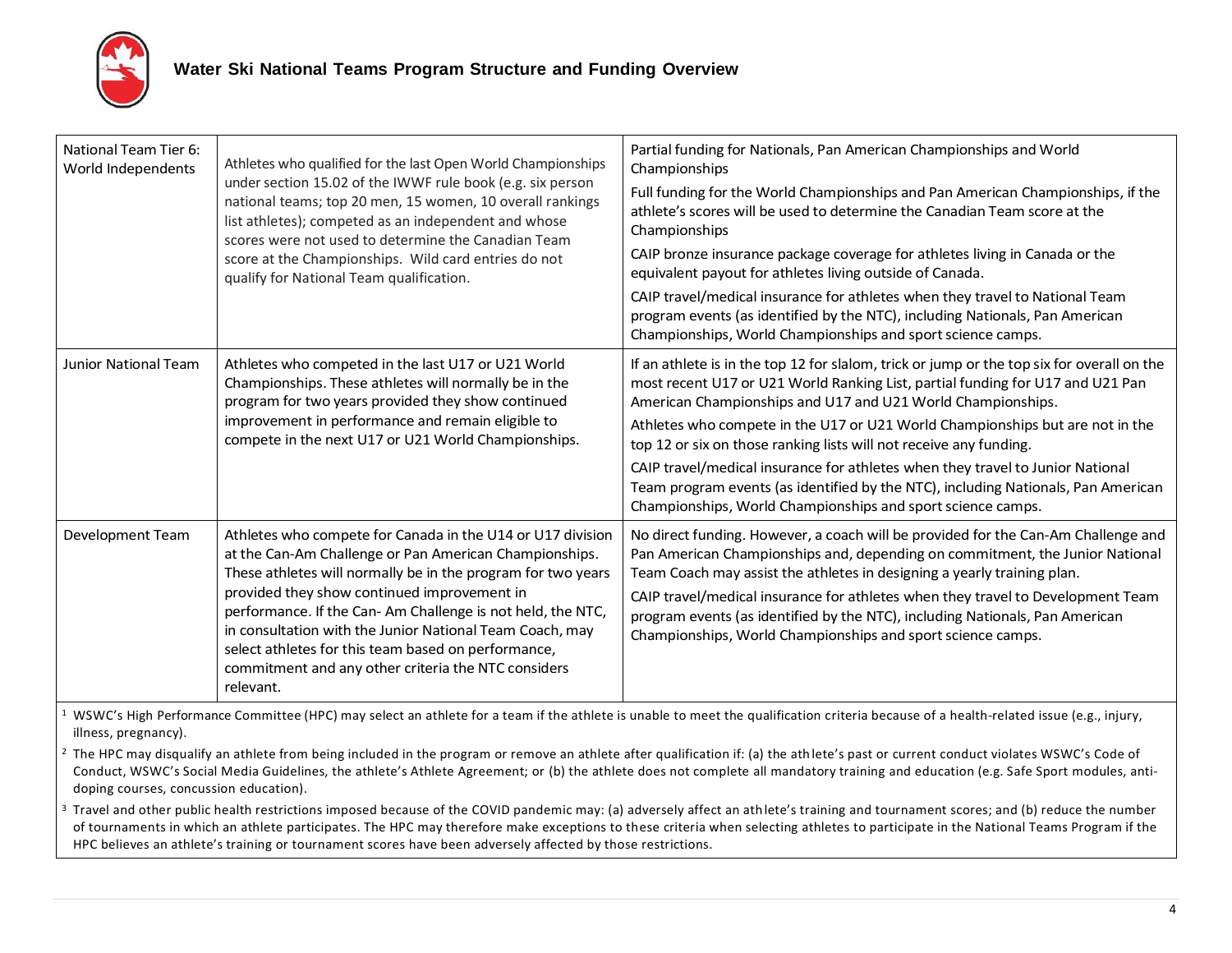| | | |
|---|---|---|
| National Team Tier 6: World Independents | Athletes who qualified for the last Open World Championships under section 15.02 of the IWWF rule book (e.g. six person national teams; top 20 men, 15 women, 10 overall rankings list athletes); competed as an independent and whose scores were not used to determine the Canadian Team score at the Championships. Wild card entries do not qualify for National Team qualification. | Partial funding for Nationals, Pan American Championships and World Championships<br><br>Full funding for the World Championships and Pan American Championships, if the athlete's scores will be used to determine the Canadian Team score at the Championships<br><br>CAIP bronze insurance package coverage for athletes living in Canada or the equivalent payout for athletes living outside of Canada.<br><br>CAIP travel/medical insurance for athletes when they travel to National Team program events (as identified by the NTC), including Nationals, Pan American Championships, World Championships and sport science camps. |
| Junior National Team | Athletes who competed in the last U17 or U21 World Championships. These athletes will normally be in the program for two years provided they show continued improvement in performance and remain eligible to compete in the next U17 or U21 World Championships. | If an athlete is in the top 12 for slalom, trick or jump or the top six for overall on the most recent U17 or U21 World Ranking List, partial funding for U17 and U21 Pan American Championships and U17 and U21 World Championships.<br><br>Athletes who compete in the U17 or U21 World Championships but are not in the top 12 or six on those ranking lists will not receive any funding.<br><br>CAIP travel/medical insurance for athletes when they travel to Junior National Team program events (as identified by the NTC), including Nationals, Pan American Championships, World Championships and sport science camps. |
| Development Team | Athletes who compete for Canada in the U14 or U17 division at the Can-Am Challenge or Pan American Championships. These athletes will normally be in the program for two years provided they show continued improvement in performance. If the Can- Am Challenge is not held, the NTC, in consultation with the Junior National Team Coach, may select athletes for this team based on performance, commitment and any other criteria the NTC considers relevant. | No direct funding. However, a coach will be provided for the Can-Am Challenge and Pan American Championships and, depending on commitment, the Junior National Team Coach may assist the athletes in designing a yearly training plan.<br><br>CAIP travel/medical insurance for athletes when they travel to Development Team program events (as identified by the NTC), including Nationals, Pan American Championships, World Championships and sport science camps. |

[1] WSWC's High Performance Committee (HPC) may select an athlete for a team if the athlete is unable to meet the qualification criteria because of a health-related issue (e.g., injury, illness, pregnancy).

[2] The HPC may disqualify an athlete from being included in the program or remove an athlete after qualification if: (a) the athlete's past or current conduct violates WSWC's Code of Conduct, WSWC's Social Media Guidelines, the athlete's Athlete Agreement; or (b) the athlete does not complete all mandatory training and education (e.g. Safe Sport modules, anti-doping courses, concussion education).

[3] Travel and other public health restrictions imposed because of the COVID pandemic may: (a) adversely affect an athlete's training and tournament scores; and (b) reduce the number of tournaments in which an athlete participates. The HPC may therefore make exceptions to these criteria when selecting athletes to participate in the National Teams Program if the HPC believes an athlete's training or tournament scores have been adversely affected by those restrictions.